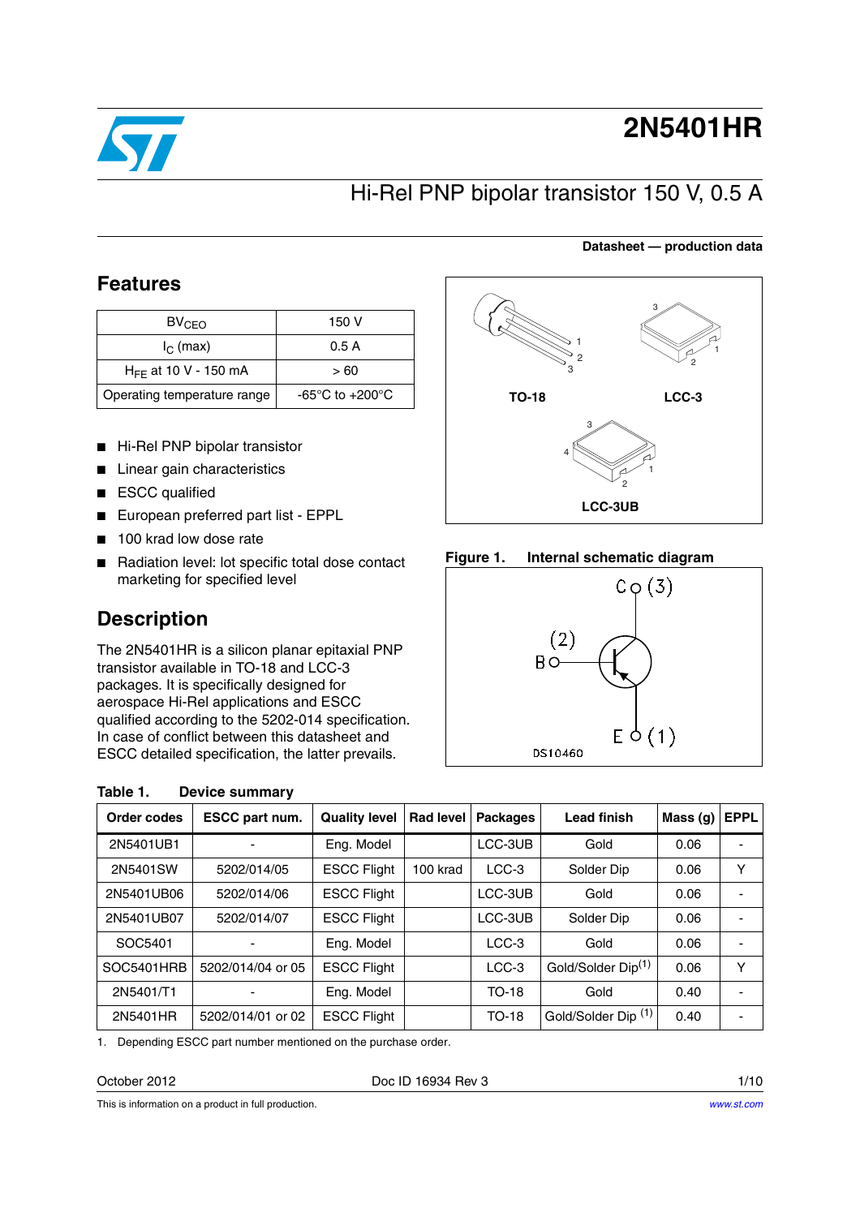# 2N5401HR

## Hi-Rel PNP bipolar transistor 150 V, 0.5 A

**Datasheet — production data**

## Features

| $BV_{CEO}$ | 150 V |
|---|---|
| $I_C$ (max) | 0.5 A |
| $H_{FE}$ at 10 V - 150 mA | > 60 |
| Operating temperature range | -65°C to +200°C |

- Hi-Rel PNP bipolar transistor
- Linear gain characteristics
- ESCC qualified
- European preferred part list - EPPL
- 100 krad low dose rate
- Radiation level: lot specific total dose contact marketing for specified level

TO-18 LCC-3 LCC-3UB

## Description

The 2N5401HR is a silicon planar epitaxial PNP transistor available in TO-18 and LCC-3 packages. It is specifically designed for aerospace Hi-Rel applications and ESCC qualified according to the 5202-014 specification. In case of conflict between this datasheet and ESCC detailed specification, the latter prevails.

**Figure 1. Internal schematic diagram**

**Table 1. Device summary**

| Order codes | ESCC part num. | Quality level | Rad level | Packages | Lead finish | Mass (g) | EPPL |
|---|---|---|---|---|---|---|---|
| 2N5401UB1 | - | Eng. Model | | LCC-3UB | Gold | 0.06 | - |
| 2N5401SW | 5202/014/05 | ESCC Flight | 100 krad | LCC-3 | Solder Dip | 0.06 | Y |
| 2N5401UB06 | 5202/014/06 | ESCC Flight | | LCC-3UB | Gold | 0.06 | - |
| 2N5401UB07 | 5202/014/07 | ESCC Flight | | LCC-3UB | Solder Dip | 0.06 | - |
| SOC5401 | - | Eng. Model | | LCC-3 | Gold | 0.06 | - |
| SOC5401HRB | 5202/014/04 or 05 | ESCC Flight | | LCC-3 | Gold/Solder Dip[1] | 0.06 | Y |
| 2N5401/T1 | - | Eng. Model | | TO-18 | Gold | 0.40 | - |
| 2N5401HR | 5202/014/01 or 02 | ESCC Flight | | TO-18 | Gold/Solder Dip [1] | 0.40 | - |

1. Depending ESCC part number mentioned on the purchase order.

October 2012 Doc ID 16934 Rev 3

This is information on a product in full production.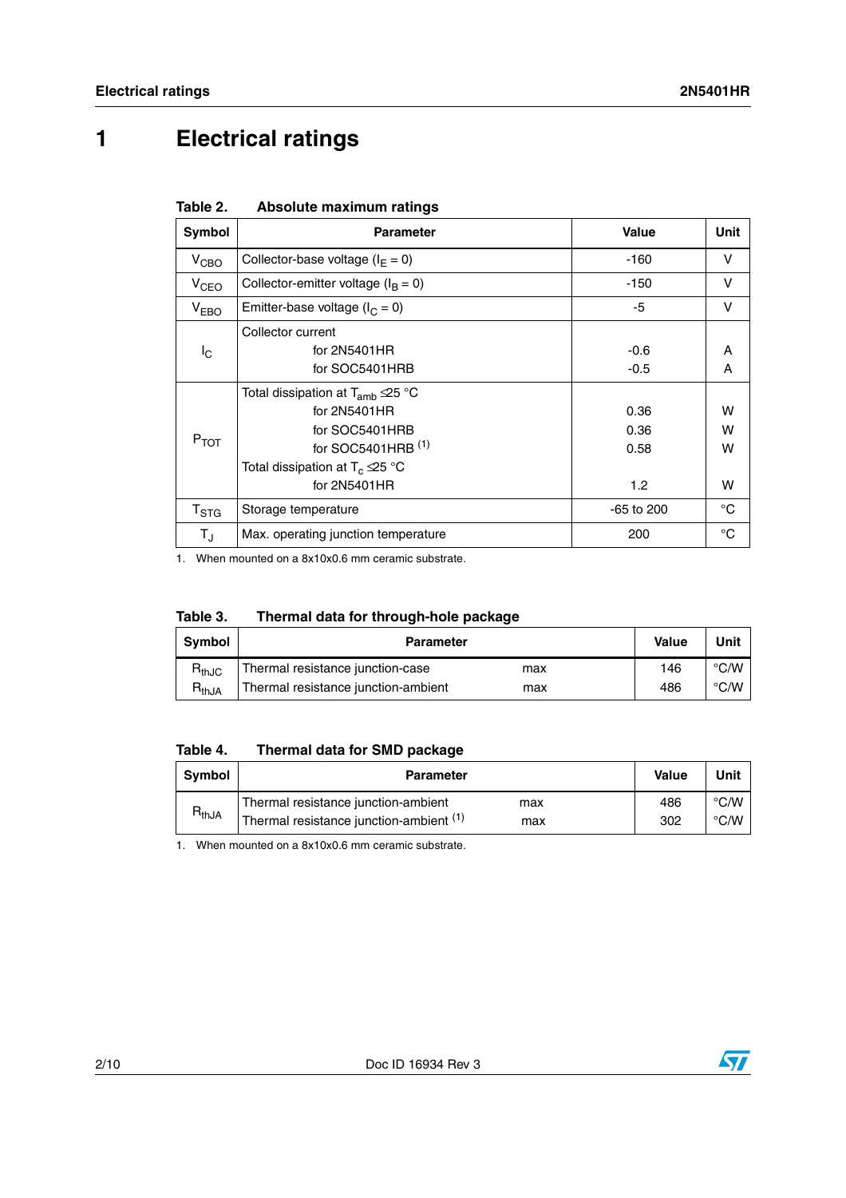# 1 Electrical ratings

**Table 2. Absolute maximum ratings**

| Symbol | Parameter | Value | Unit |
|---|---|---|---|
| $V_{CBO}$ | Collector-base voltage ($I_E = 0$) | -160 | V |
| $V_{CEO}$ | Collector-emitter voltage ($I_B = 0$) | -150 | V |
| $V_{EBO}$ | Emitter-base voltage ($I_C = 0$) | -5 | V |
| $I_C$ | Collector current<br>for 2N5401HR<br>for SOC5401HRB | <br>-0.6<br>-0.5 | <br>A<br>A |
| $P_{TOT}$ | Total dissipation at $T_{amb} \leq 25$ °C<br>for 2N5401HR<br>for SOC5401HRB<br>for SOC5401HRB [1]<br>Total dissipation at $T_c \leq 25$ °C<br>for 2N5401HR | <br>0.36<br>0.36<br>0.58<br><br>1.2 | <br>W<br>W<br>W<br><br>W |
| $T_{STG}$ | Storage temperature | -65 to 200 | °C |
| $T_J$ | Max. operating junction temperature | 200 | °C |

1. When mounted on a 8x10x0.6 mm ceramic substrate.

**Table 3. Thermal data for through-hole package**

| Symbol | Parameter | | Value | Unit |
|---|---|---|---|---|
| $R_{thJC}$ | Thermal resistance junction-case | max | 146 | °C/W |
| $R_{thJA}$ | Thermal resistance junction-ambient | max | 486 | °C/W |

**Table 4. Thermal data for SMD package**

| Symbol | Parameter | | Value | Unit |
|---|---|---|---|---|
| $R_{thJA}$ | Thermal resistance junction-ambient | max | 486 | °C/W |
| | Thermal resistance junction-ambient [1] | max | 302 | °C/W |

1. When mounted on a 8x10x0.6 mm ceramic substrate.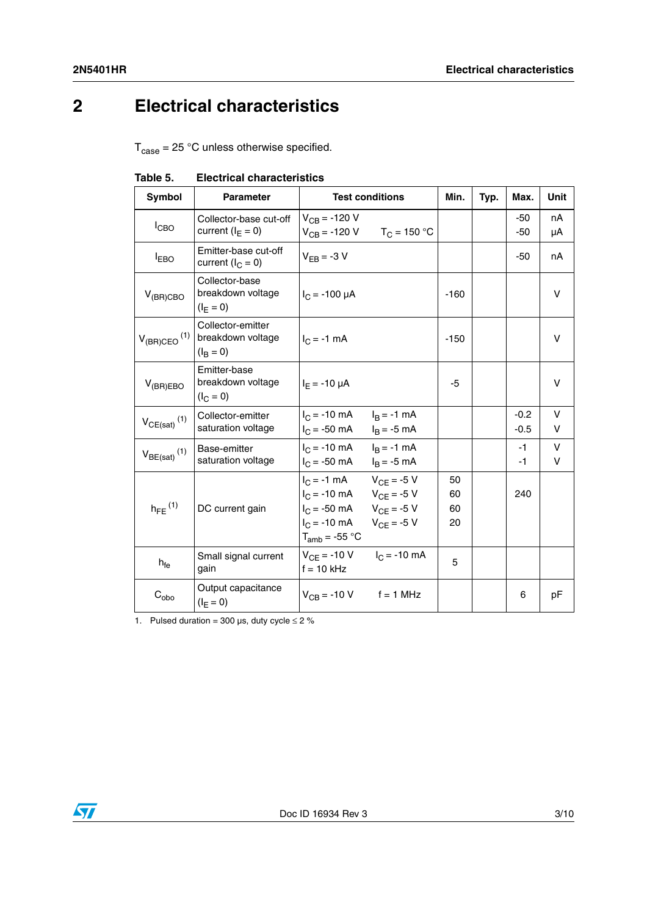# 2 Electrical characteristics

$T_{case}$ = 25 °C unless otherwise specified.

**Table 5. Electrical characteristics**

| Symbol | Parameter | Test conditions | Min. | Typ. | Max. | Unit |
|---|---|---|---|---|---|---|
| $I_{CBO}$ | Collector-base cut-off current ($I_E$ = 0) | $V_{CB}$ = -120 V<br>$V_{CB}$ = -120 V $T_C$ = 150 °C | | | -50<br>-50 | nA<br>µA |
| $I_{EBO}$ | Emitter-base cut-off current ($I_C$ = 0) | $V_{EB}$ = -3 V | | | -50 | nA |
| $V_{(BR)CBO}$ | Collector-base breakdown voltage ($I_E$ = 0) | $I_C$ = -100 µA | -160 | | | V |
| $V_{(BR)CEO}$ (1) | Collector-emitter breakdown voltage ($I_B$ = 0) | $I_C$ = -1 mA | -150 | | | V |
| $V_{(BR)EBO}$ | Emitter-base breakdown voltage ($I_C$ = 0) | $I_E$ = -10 µA | -5 | | | V |
| $V_{CE(sat)}$ (1) | Collector-emitter saturation voltage | $I_C$ = -10 mA $I_B$ = -1 mA<br>$I_C$ = -50 mA $I_B$ = -5 mA | | | -0.2<br>-0.5 | V<br>V |
| $V_{BE(sat)}$ (1) | Base-emitter saturation voltage | $I_C$ = -10 mA $I_B$ = -1 mA<br>$I_C$ = -50 mA $I_B$ = -5 mA | | | -1<br>-1 | V<br>V |
| $h_{FE}$ (1) | DC current gain | $I_C$ = -1 mA $V_{CE}$ = -5 V<br>$I_C$ = -10 mA $V_{CE}$ = -5 V<br>$I_C$ = -50 mA $V_{CE}$ = -5 V<br>$I_C$ = -10 mA $V_{CE}$ = -5 V<br>$T_{amb}$ = -55 °C | 50<br>60<br>60<br>20 | | <br>240 | |
| $h_{fe}$ | Small signal current gain | $V_{CE}$ = -10 V $I_C$ = -10 mA<br>f = 10 kHz | 5 | | | |
| $C_{obo}$ | Output capacitance ($I_E$ = 0) | $V_{CB}$ = -10 V f = 1 MHz | | | 6 | pF |

1. Pulsed duration = 300 µs, duty cycle ≤ 2 %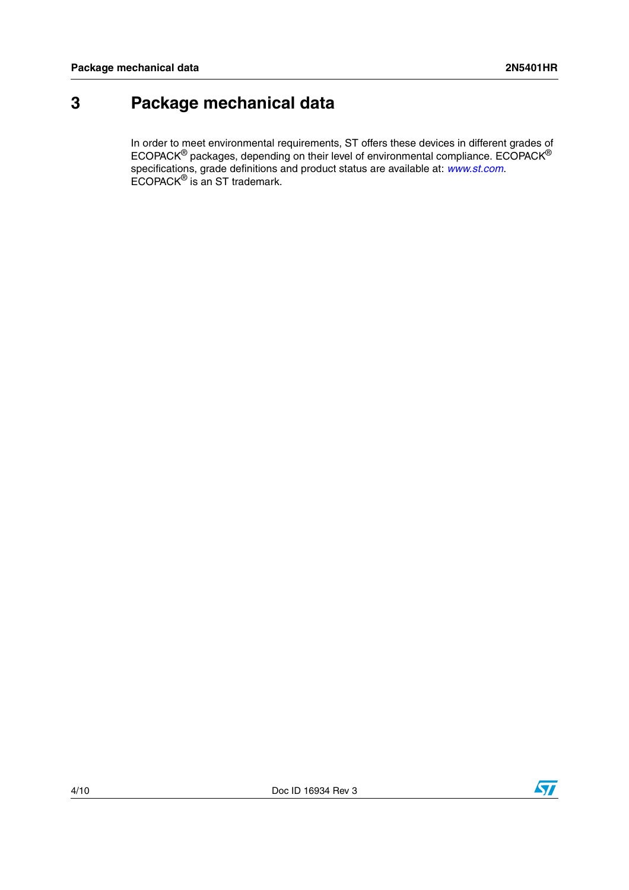# 3 Package mechanical data

In order to meet environmental requirements, ST offers these devices in different grades of ECOPACK® packages, depending on their level of environmental compliance. ECOPACK® specifications, grade definitions and product status are available at: *www.st.com*. ECOPACK® is an ST trademark.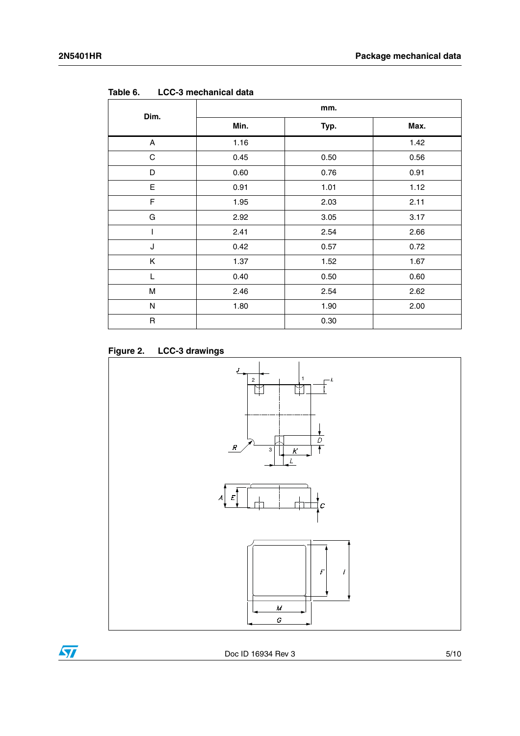Table 6. LCC-3 mechanical data

| Dim. | mm. | | |
|---|---|---|---|
| | Min. | Typ. | Max. |
| A | 1.16 | | 1.42 |
| C | 0.45 | 0.50 | 0.56 |
| D | 0.60 | 0.76 | 0.91 |
| E | 0.91 | 1.01 | 1.12 |
| F | 1.95 | 2.03 | 2.11 |
| G | 2.92 | 3.05 | 3.17 |
| I | 2.41 | 2.54 | 2.66 |
| J | 0.42 | 0.57 | 0.72 |
| K | 1.37 | 1.52 | 1.67 |
| L | 0.40 | 0.50 | 0.60 |
| M | 2.46 | 2.54 | 2.62 |
| N | 1.80 | 1.90 | 2.00 |
| R | | 0.30 | |

Figure 2. LCC-3 drawings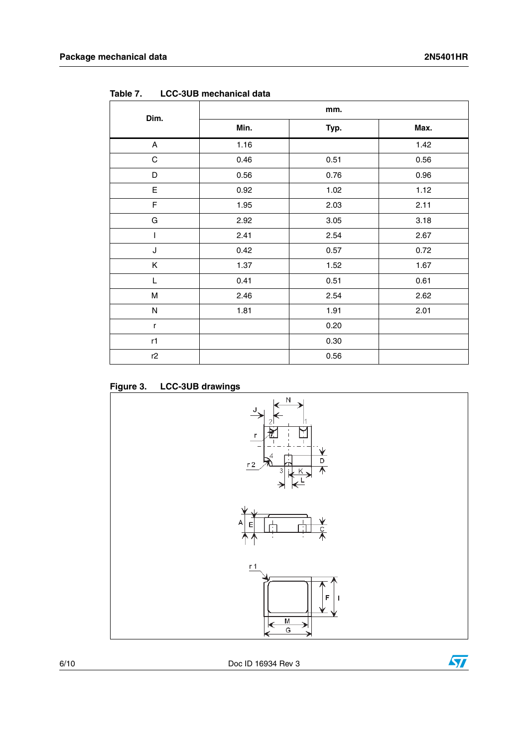Table 7. LCC-3UB mechanical data

| Dim. | mm. | | |
|---|---|---|---|
| | Min. | Typ. | Max. |
| A | 1.16 | | 1.42 |
| C | 0.46 | 0.51 | 0.56 |
| D | 0.56 | 0.76 | 0.96 |
| E | 0.92 | 1.02 | 1.12 |
| F | 1.95 | 2.03 | 2.11 |
| G | 2.92 | 3.05 | 3.18 |
| I | 2.41 | 2.54 | 2.67 |
| J | 0.42 | 0.57 | 0.72 |
| K | 1.37 | 1.52 | 1.67 |
| L | 0.41 | 0.51 | 0.61 |
| M | 2.46 | 2.54 | 2.62 |
| N | 1.81 | 1.91 | 2.01 |
| r | | 0.20 | |
| r1 | | 0.30 | |
| r2 | | 0.56 | |

Figure 3. LCC-3UB drawings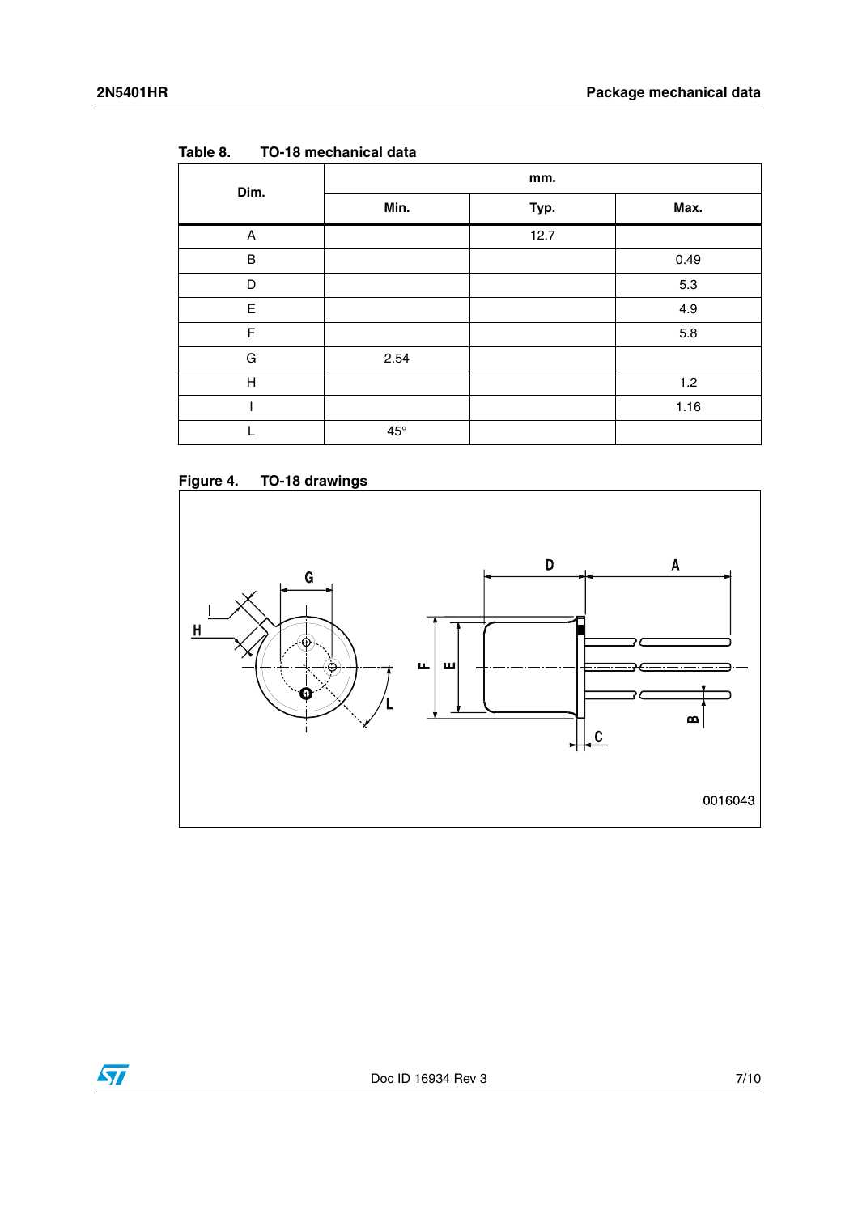Table 8. TO-18 mechanical data

| Dim. | mm. | | |
|---|---|---|---|
| | Min. | Typ. | Max. |
| A | | 12.7 | |
| B | | | 0.49 |
| D | | | 5.3 |
| E | | | 4.9 |
| F | | | 5.8 |
| G | 2.54 | | |
| H | | | 1.2 |
| I | | | 1.16 |
| L | 45° | | |

Figure 4. TO-18 drawings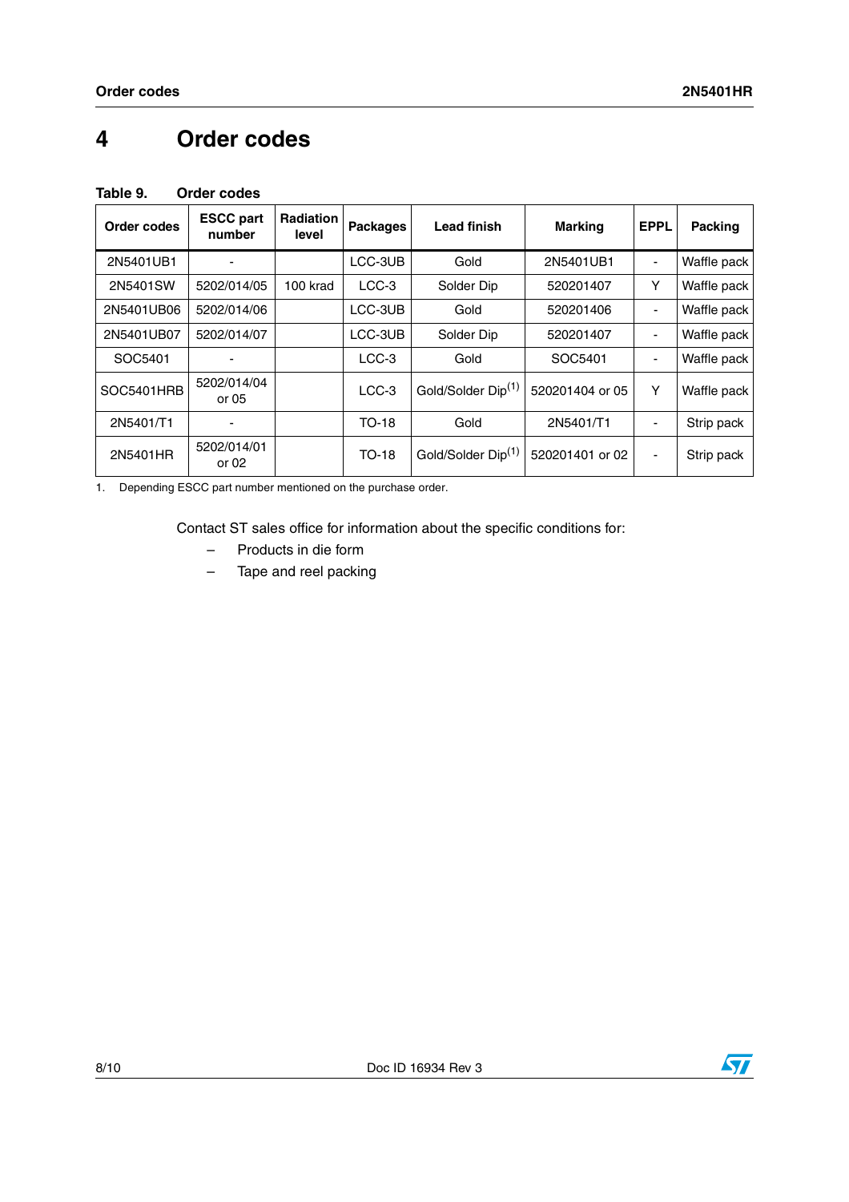# 4 Order codes

Table 9. Order codes

| Order codes | ESCC part number | Radiation level | Packages | Lead finish | Marking | EPPL | Packing |
|---|---|---|---|---|---|---|---|
| 2N5401UB1 | - | | LCC-3UB | Gold | 2N5401UB1 | - | Waffle pack |
| 2N5401SW | 5202/014/05 | 100 krad | LCC-3 | Solder Dip | 520201407 | Y | Waffle pack |
| 2N5401UB06 | 5202/014/06 | | LCC-3UB | Gold | 520201406 | - | Waffle pack |
| 2N5401UB07 | 5202/014/07 | | LCC-3UB | Solder Dip | 520201407 | - | Waffle pack |
| SOC5401 | - | | LCC-3 | Gold | SOC5401 | - | Waffle pack |
| SOC5401HRB | 5202/014/04 or 05 | | LCC-3 | Gold/Solder Dip[1] | 520201404 or 05 | Y | Waffle pack |
| 2N5401/T1 | - | | TO-18 | Gold | 2N5401/T1 | - | Strip pack |
| 2N5401HR | 5202/014/01 or 02 | | TO-18 | Gold/Solder Dip[1] | 520201401 or 02 | - | Strip pack |

1. Depending ESCC part number mentioned on the purchase order.

Contact ST sales office for information about the specific conditions for:

- Products in die form
- Tape and reel packing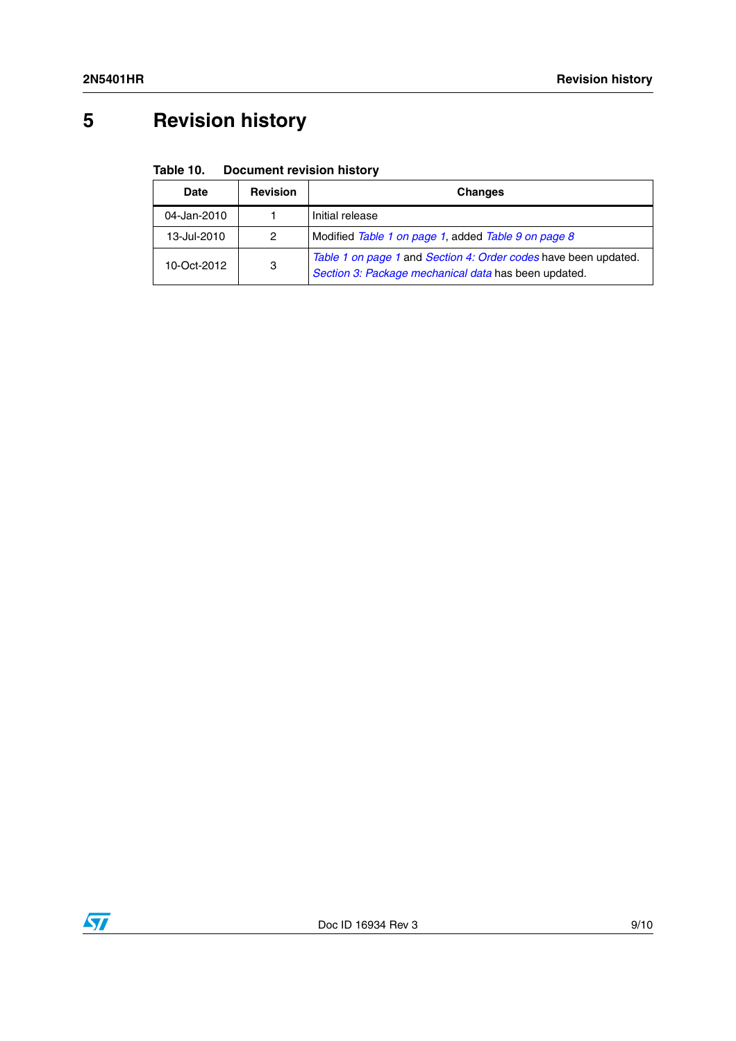# 5 Revision history

**Table 10. Document revision history**

| Date | Revision | Changes |
|---|---|---|
| 04-Jan-2010 | 1 | Initial release |
| 13-Jul-2010 | 2 | Modified *Table 1 on page 1*, added *Table 9 on page 8* |
| 10-Oct-2012 | 3 | *Table 1 on page 1* and *Section 4: Order codes* have been updated. *Section 3: Package mechanical data* has been updated. |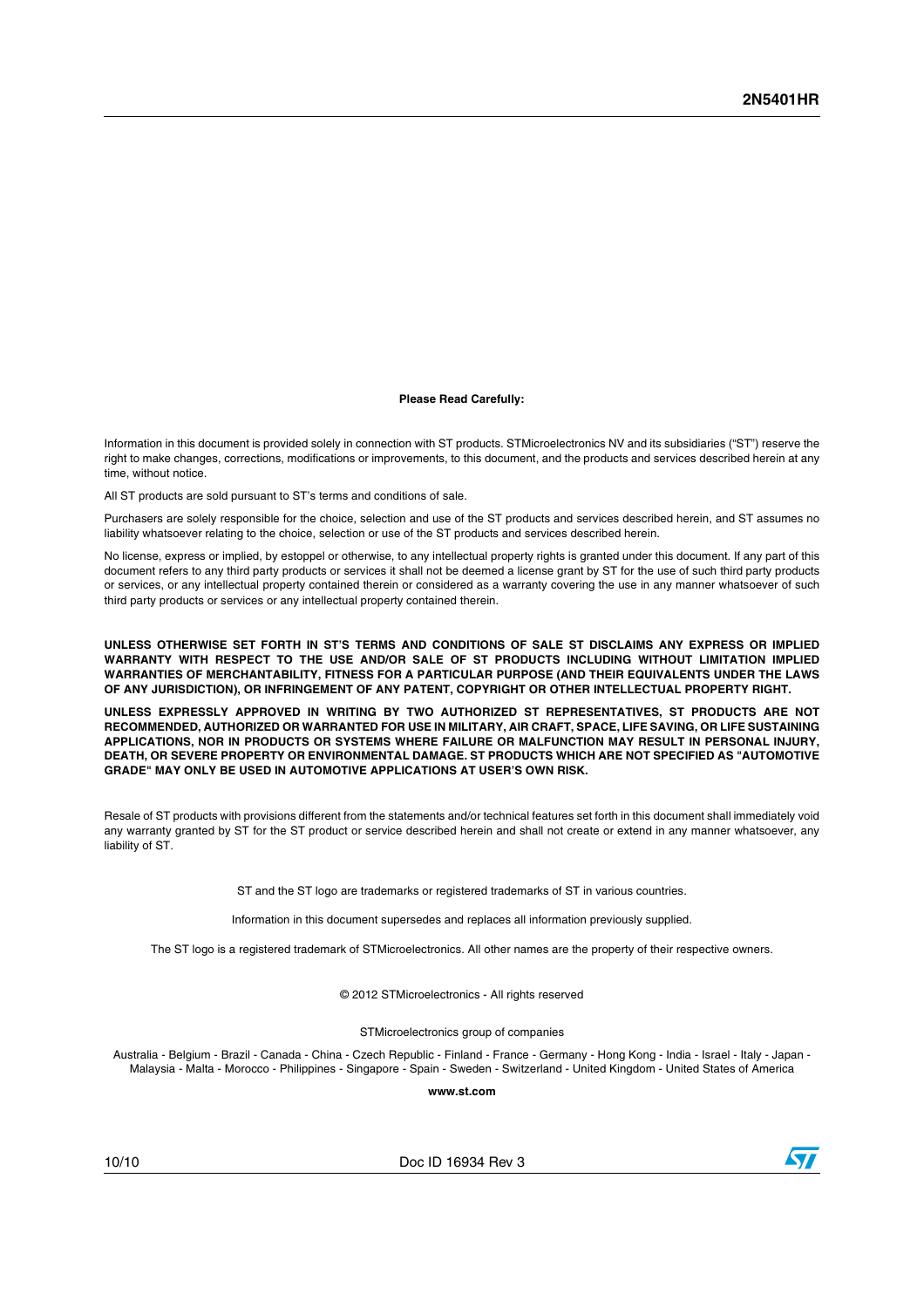**Please Read Carefully:**

Information in this document is provided solely in connection with ST products. STMicroelectronics NV and its subsidiaries ("ST") reserve the right to make changes, corrections, modifications or improvements, to this document, and the products and services described herein at any time, without notice.

All ST products are sold pursuant to ST's terms and conditions of sale.

Purchasers are solely responsible for the choice, selection and use of the ST products and services described herein, and ST assumes no liability whatsoever relating to the choice, selection or use of the ST products and services described herein.

No license, express or implied, by estoppel or otherwise, to any intellectual property rights is granted under this document. If any part of this document refers to any third party products or services it shall not be deemed a license grant by ST for the use of such third party products or services, or any intellectual property contained therein or considered as a warranty covering the use in any manner whatsoever of such third party products or services or any intellectual property contained therein.

**UNLESS OTHERWISE SET FORTH IN ST'S TERMS AND CONDITIONS OF SALE ST DISCLAIMS ANY EXPRESS OR IMPLIED WARRANTY WITH RESPECT TO THE USE AND/OR SALE OF ST PRODUCTS INCLUDING WITHOUT LIMITATION IMPLIED WARRANTIES OF MERCHANTABILITY, FITNESS FOR A PARTICULAR PURPOSE (AND THEIR EQUIVALENTS UNDER THE LAWS OF ANY JURISDICTION), OR INFRINGEMENT OF ANY PATENT, COPYRIGHT OR OTHER INTELLECTUAL PROPERTY RIGHT.**

**UNLESS EXPRESSLY APPROVED IN WRITING BY TWO AUTHORIZED ST REPRESENTATIVES, ST PRODUCTS ARE NOT RECOMMENDED, AUTHORIZED OR WARRANTED FOR USE IN MILITARY, AIR CRAFT, SPACE, LIFE SAVING, OR LIFE SUSTAINING APPLICATIONS, NOR IN PRODUCTS OR SYSTEMS WHERE FAILURE OR MALFUNCTION MAY RESULT IN PERSONAL INJURY, DEATH, OR SEVERE PROPERTY OR ENVIRONMENTAL DAMAGE. ST PRODUCTS WHICH ARE NOT SPECIFIED AS "AUTOMOTIVE GRADE" MAY ONLY BE USED IN AUTOMOTIVE APPLICATIONS AT USER'S OWN RISK.**

Resale of ST products with provisions different from the statements and/or technical features set forth in this document shall immediately void any warranty granted by ST for the ST product or service described herein and shall not create or extend in any manner whatsoever, any liability of ST.

ST and the ST logo are trademarks or registered trademarks of ST in various countries.

Information in this document supersedes and replaces all information previously supplied.

The ST logo is a registered trademark of STMicroelectronics. All other names are the property of their respective owners.

© 2012 STMicroelectronics - All rights reserved

STMicroelectronics group of companies

Australia - Belgium - Brazil - Canada - China - Czech Republic - Finland - France - Germany - Hong Kong - India - Israel - Italy - Japan - Malaysia - Malta - Morocco - Philippines - Singapore - Spain - Sweden - Switzerland - United Kingdom - United States of America

**www.st.com**